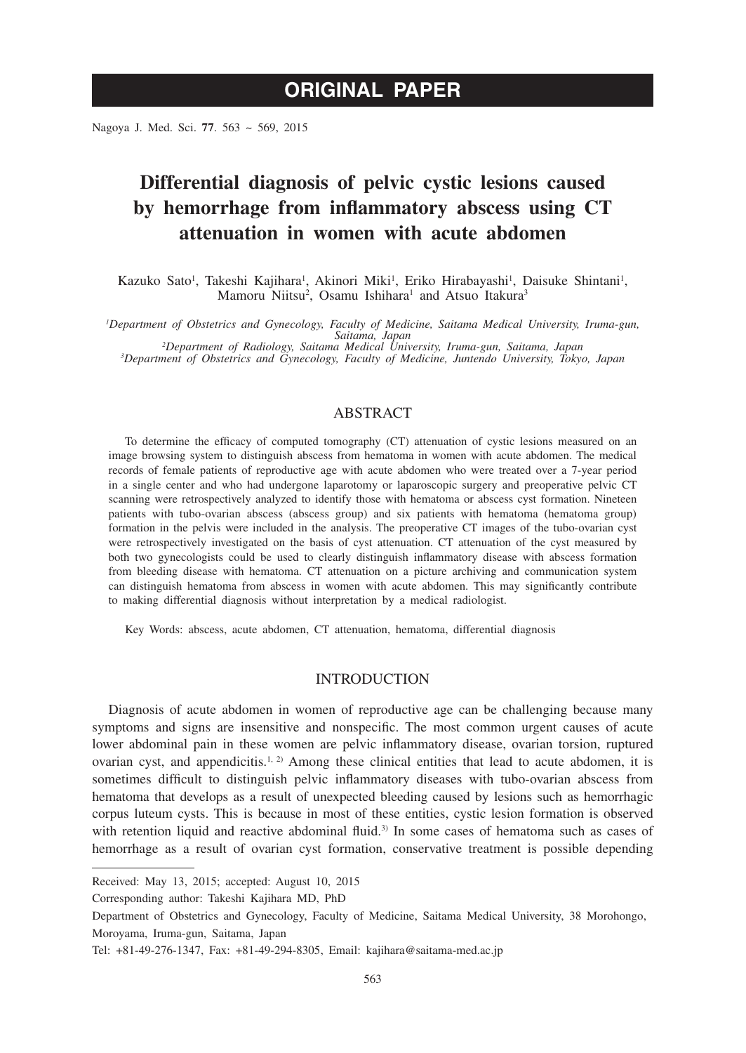# ORIGINAL PAPER

# Differential diagnosis of pelvic cystic lesions caused by hemorrhage from inflammatory abscess using CT attenuation in women with acute abdomen

Kazuko Sato[1], Takeshi Kajihara[1], Akinori Miki[1], Eriko Hirabayashi[1], Daisuke Shintani[1], Mamoru Niitsu[2], Osamu Ishihara[1] and Atsuo Itakura[3]

*[1]Department of Obstetrics and Gynecology, Faculty of Medicine, Saitama Medical University, Iruma-gun, Saitama, Japan*
*[2]Department of Radiology, Saitama Medical University, Iruma-gun, Saitama, Japan*
*[3]Department of Obstetrics and Gynecology, Faculty of Medicine, Juntendo University, Tokyo, Japan*

## ABSTRACT

To determine the efficacy of computed tomography (CT) attenuation of cystic lesions measured on an image browsing system to distinguish abscess from hematoma in women with acute abdomen. The medical records of female patients of reproductive age with acute abdomen who were treated over a 7-year period in a single center and who had undergone laparotomy or laparoscopic surgery and preoperative pelvic CT scanning were retrospectively analyzed to identify those with hematoma or abscess cyst formation. Nineteen patients with tubo-ovarian abscess (abscess group) and six patients with hematoma (hematoma group) formation in the pelvis were included in the analysis. The preoperative CT images of the tubo-ovarian cyst were retrospectively investigated on the basis of cyst attenuation. CT attenuation of the cyst measured by both two gynecologists could be used to clearly distinguish inflammatory disease with abscess formation from bleeding disease with hematoma. CT attenuation on a picture archiving and communication system can distinguish hematoma from abscess in women with acute abdomen. This may significantly contribute to making differential diagnosis without interpretation by a medical radiologist.

Key Words: abscess, acute abdomen, CT attenuation, hematoma, differential diagnosis

## INTRODUCTION

Diagnosis of acute abdomen in women of reproductive age can be challenging because many symptoms and signs are insensitive and nonspecific. The most common urgent causes of acute lower abdominal pain in these women are pelvic inflammatory disease, ovarian torsion, ruptured ovarian cyst, and appendicitis.[1, 2] Among these clinical entities that lead to acute abdomen, it is sometimes difficult to distinguish pelvic inflammatory diseases with tubo-ovarian abscess from hematoma that develops as a result of unexpected bleeding caused by lesions such as hemorrhagic corpus luteum cysts. This is because in most of these entities, cystic lesion formation is observed with retention liquid and reactive abdominal fluid.[3] In some cases of hematoma such as cases of hemorrhage as a result of ovarian cyst formation, conservative treatment is possible depending

---

Received: May 13, 2015; accepted: August 10, 2015

Corresponding author: Takeshi Kajihara MD, PhD

Department of Obstetrics and Gynecology, Faculty of Medicine, Saitama Medical University, 38 Morohongo, Moroyama, Iruma-gun, Saitama, Japan

Tel: +81-49-276-1347, Fax: +81-49-294-8305, Email: kajihara@saitama-med.ac.jp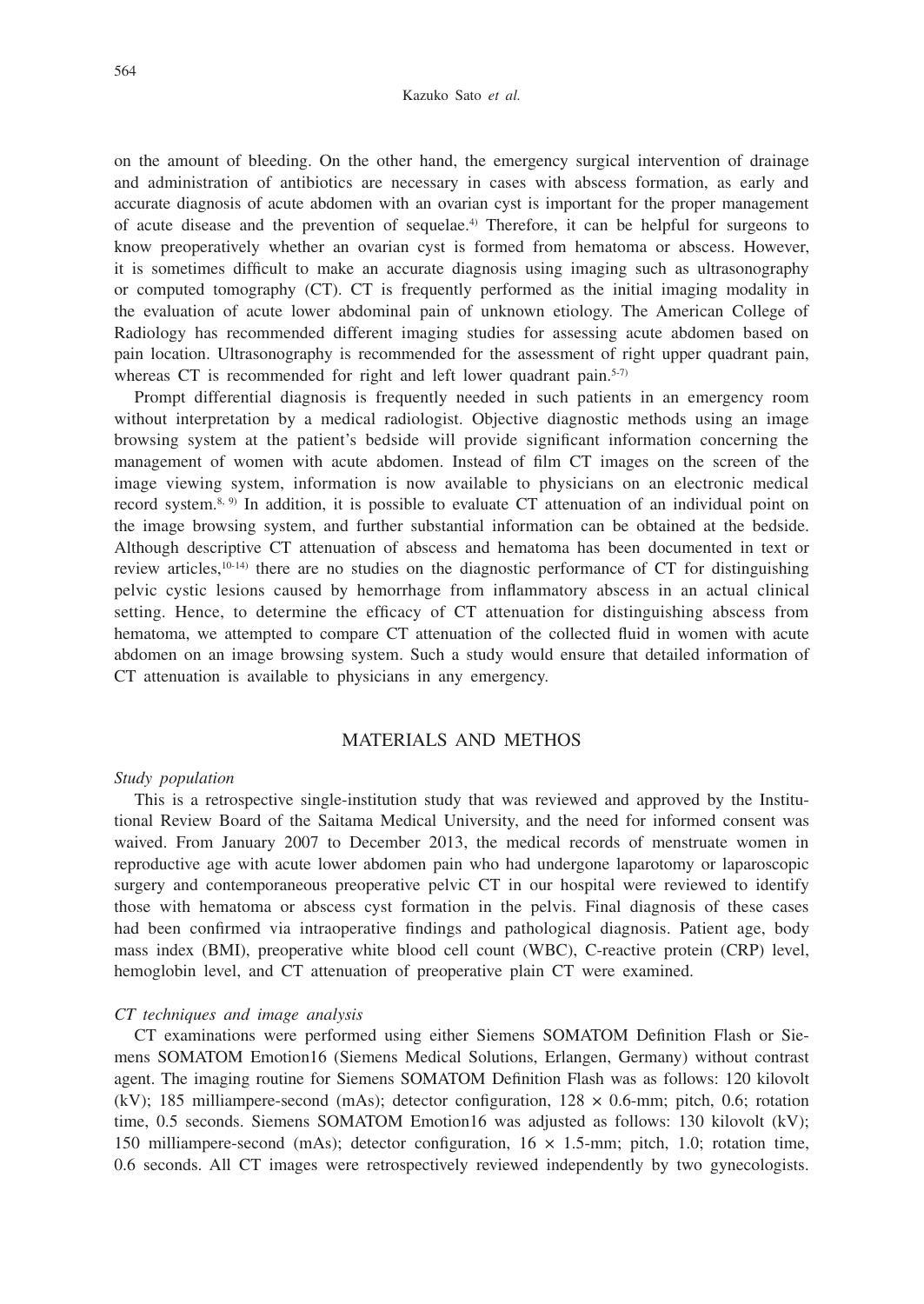on the amount of bleeding. On the other hand, the emergency surgical intervention of drainage and administration of antibiotics are necessary in cases with abscess formation, as early and accurate diagnosis of acute abdomen with an ovarian cyst is important for the proper management of acute disease and the prevention of sequelae.[4] Therefore, it can be helpful for surgeons to know preoperatively whether an ovarian cyst is formed from hematoma or abscess. However, it is sometimes difficult to make an accurate diagnosis using imaging such as ultrasonography or computed tomography (CT). CT is frequently performed as the initial imaging modality in the evaluation of acute lower abdominal pain of unknown etiology. The American College of Radiology has recommended different imaging studies for assessing acute abdomen based on pain location. Ultrasonography is recommended for the assessment of right upper quadrant pain, whereas CT is recommended for right and left lower quadrant pain.[5-7]

Prompt differential diagnosis is frequently needed in such patients in an emergency room without interpretation by a medical radiologist. Objective diagnostic methods using an image browsing system at the patient's bedside will provide significant information concerning the management of women with acute abdomen. Instead of film CT images on the screen of the image viewing system, information is now available to physicians on an electronic medical record system.[8, 9] In addition, it is possible to evaluate CT attenuation of an individual point on the image browsing system, and further substantial information can be obtained at the bedside. Although descriptive CT attenuation of abscess and hematoma has been documented in text or review articles,[10-14] there are no studies on the diagnostic performance of CT for distinguishing pelvic cystic lesions caused by hemorrhage from inflammatory abscess in an actual clinical setting. Hence, to determine the efficacy of CT attenuation for distinguishing abscess from hematoma, we attempted to compare CT attenuation of the collected fluid in women with acute abdomen on an image browsing system. Such a study would ensure that detailed information of CT attenuation is available to physicians in any emergency.

## MATERIALS AND METHOS

### *Study population*

This is a retrospective single-institution study that was reviewed and approved by the Institutional Review Board of the Saitama Medical University, and the need for informed consent was waived. From January 2007 to December 2013, the medical records of menstruate women in reproductive age with acute lower abdomen pain who had undergone laparotomy or laparoscopic surgery and contemporaneous preoperative pelvic CT in our hospital were reviewed to identify those with hematoma or abscess cyst formation in the pelvis. Final diagnosis of these cases had been confirmed via intraoperative findings and pathological diagnosis. Patient age, body mass index (BMI), preoperative white blood cell count (WBC), C-reactive protein (CRP) level, hemoglobin level, and CT attenuation of preoperative plain CT were examined.

### *CT techniques and image analysis*

CT examinations were performed using either Siemens SOMATOM Definition Flash or Siemens SOMATOM Emotion16 (Siemens Medical Solutions, Erlangen, Germany) without contrast agent. The imaging routine for Siemens SOMATOM Definition Flash was as follows: 120 kilovolt (kV); 185 milliampere-second (mAs); detector configuration, $128 \times 0.6$-mm; pitch, 0.6; rotation time, 0.5 seconds. Siemens SOMATOM Emotion16 was adjusted as follows: 130 kilovolt (kV); 150 milliampere-second (mAs); detector configuration, $16 \times 1.5$-mm; pitch, 1.0; rotation time, 0.6 seconds. All CT images were retrospectively reviewed independently by two gynecologists.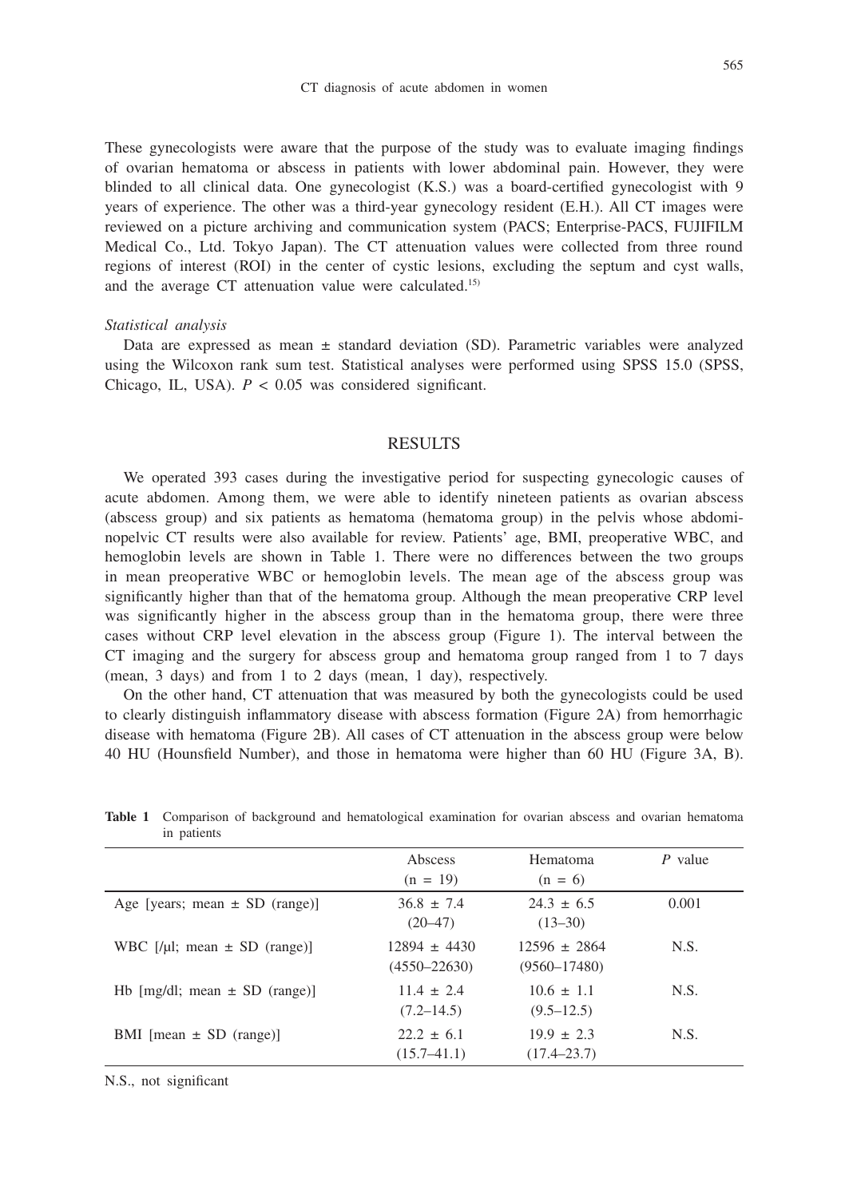These gynecologists were aware that the purpose of the study was to evaluate imaging findings of ovarian hematoma or abscess in patients with lower abdominal pain. However, they were blinded to all clinical data. One gynecologist (K.S.) was a board-certified gynecologist with 9 years of experience. The other was a third-year gynecology resident (E.H.). All CT images were reviewed on a picture archiving and communication system (PACS; Enterprise-PACS, FUJIFILM Medical Co., Ltd. Tokyo Japan). The CT attenuation values were collected from three round regions of interest (ROI) in the center of cystic lesions, excluding the septum and cyst walls, and the average CT attenuation value were calculated.[15]

*Statistical analysis*

Data are expressed as mean ± standard deviation (SD). Parametric variables were analyzed using the Wilcoxon rank sum test. Statistical analyses were performed using SPSS 15.0 (SPSS, Chicago, IL, USA). $P < 0.05$ was considered significant.

## RESULTS

We operated 393 cases during the investigative period for suspecting gynecologic causes of acute abdomen. Among them, we were able to identify nineteen patients as ovarian abscess (abscess group) and six patients as hematoma (hematoma group) in the pelvis whose abdominopelvic CT results were also available for review. Patients' age, BMI, preoperative WBC, and hemoglobin levels are shown in Table 1. There were no differences between the two groups in mean preoperative WBC or hemoglobin levels. The mean age of the abscess group was significantly higher than that of the hematoma group. Although the mean preoperative CRP level was significantly higher in the abscess group than in the hematoma group, there were three cases without CRP level elevation in the abscess group (Figure 1). The interval between the CT imaging and the surgery for abscess group and hematoma group ranged from 1 to 7 days (mean, 3 days) and from 1 to 2 days (mean, 1 day), respectively.

On the other hand, CT attenuation that was measured by both the gynecologists could be used to clearly distinguish inflammatory disease with abscess formation (Figure 2A) from hemorrhagic disease with hematoma (Figure 2B). All cases of CT attenuation in the abscess group were below 40 HU (Hounsfield Number), and those in hematoma were higher than 60 HU (Figure 3A, B).

**Table 1** Comparison of background and hematological examination for ovarian abscess and ovarian hematoma in patients

| | Abscess (n = 19) | Hematoma (n = 6) | *P* value |
|---|---|---|---|
| Age [years; mean ± SD (range)] | 36.8 ± 7.4 (20–47) | 24.3 ± 6.5 (13–30) | 0.001 |
| WBC [/μl; mean ± SD (range)] | 12894 ± 4430 (4550–22630) | 12596 ± 2864 (9560–17480) | N.S. |
| Hb [mg/dl; mean ± SD (range)] | 11.4 ± 2.4 (7.2–14.5) | 10.6 ± 1.1 (9.5–12.5) | N.S. |
| BMI [mean ± SD (range)] | 22.2 ± 6.1 (15.7–41.1) | 19.9 ± 2.3 (17.4–23.7) | N.S. |

N.S., not significant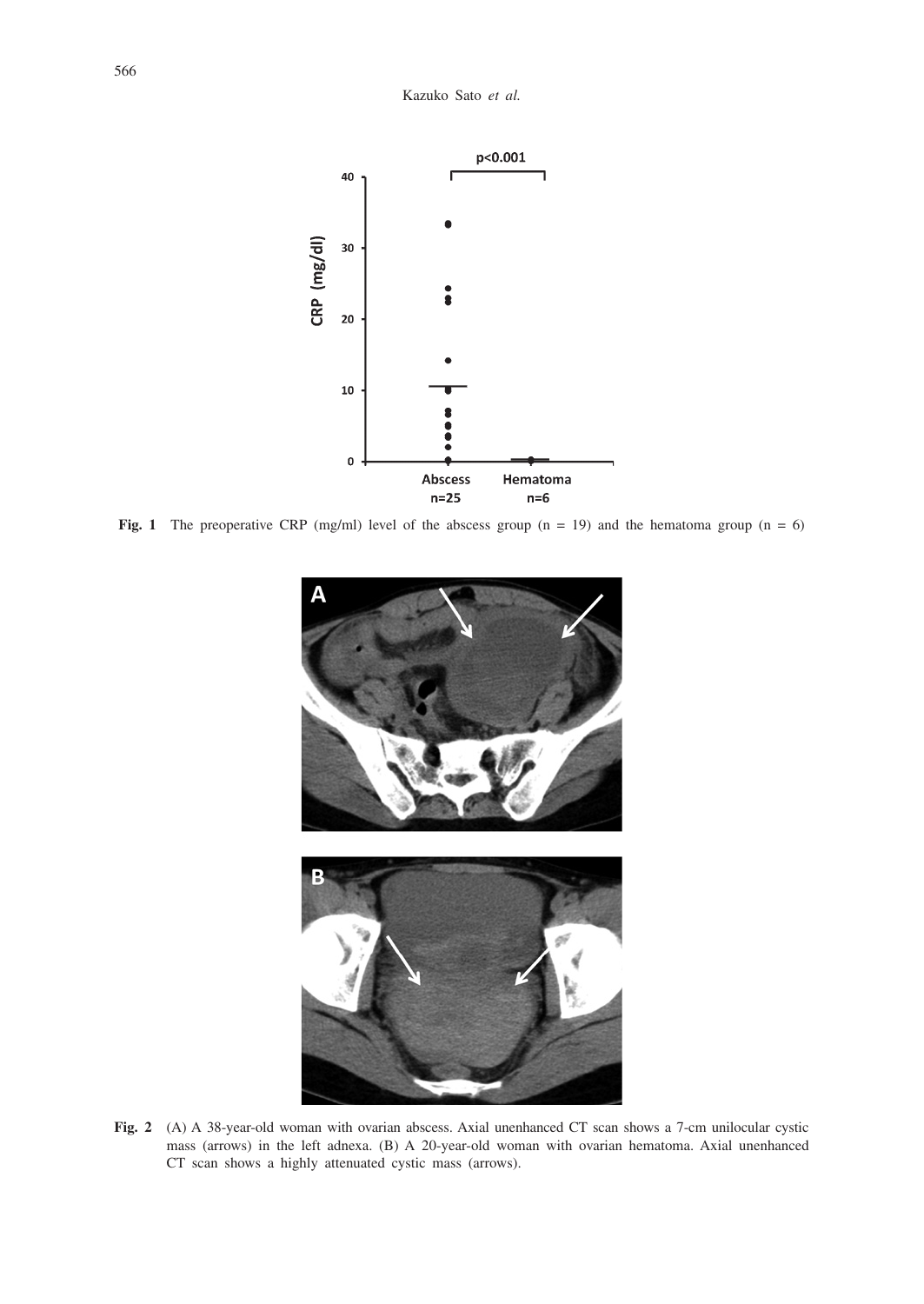**Fig. 1** The preoperative CRP (mg/ml) level of the abscess group (n = 19) and the hematoma group (n = 6)

**Fig. 2** (A) A 38-year-old woman with ovarian abscess. Axial unenhanced CT scan shows a 7-cm unilocular cystic mass (arrows) in the left adnexa. (B) A 20-year-old woman with ovarian hematoma. Axial unenhanced CT scan shows a highly attenuated cystic mass (arrows).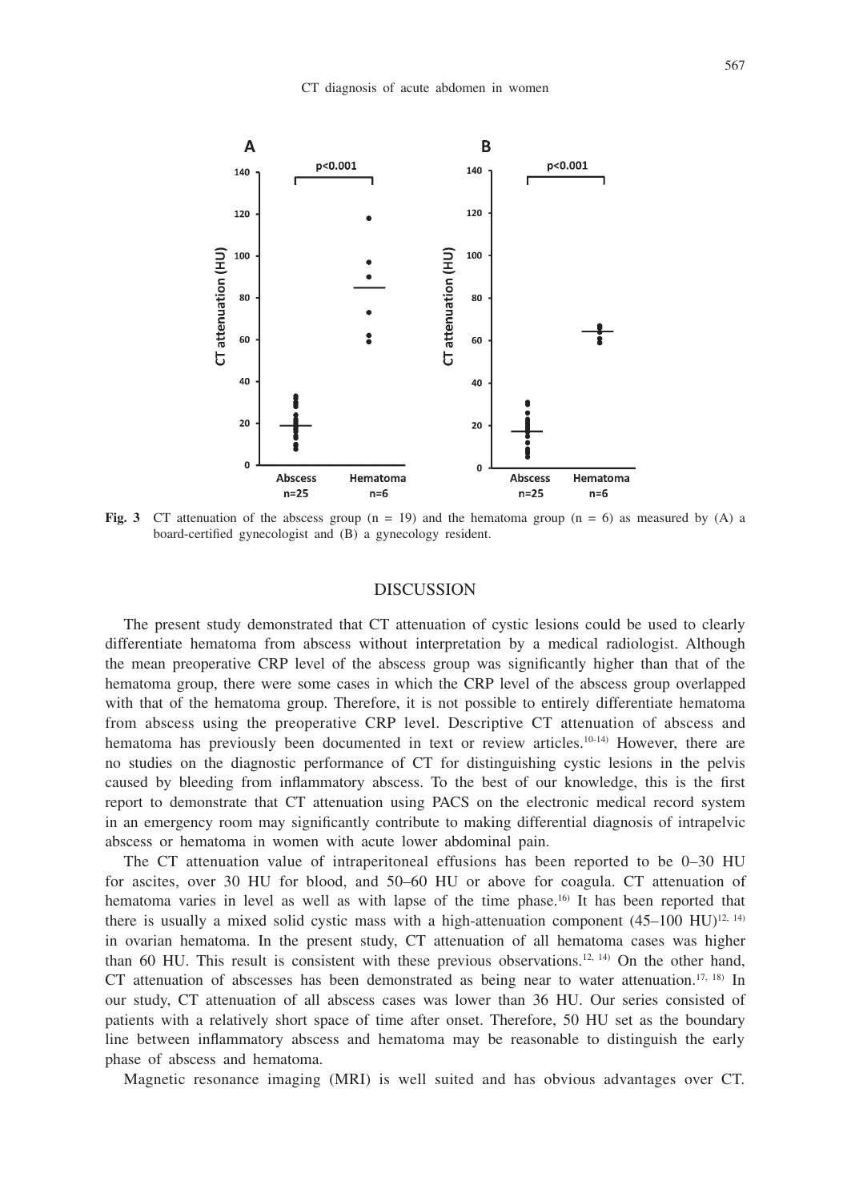**Fig. 3** CT attenuation of the abscess group (n = 19) and the hematoma group (n = 6) as measured by (A) a board-certified gynecologist and (B) a gynecology resident.

## DISCUSSION

The present study demonstrated that CT attenuation of cystic lesions could be used to clearly differentiate hematoma from abscess without interpretation by a medical radiologist. Although the mean preoperative CRP level of the abscess group was significantly higher than that of the hematoma group, there were some cases in which the CRP level of the abscess group overlapped with that of the hematoma group. Therefore, it is not possible to entirely differentiate hematoma from abscess using the preoperative CRP level. Descriptive CT attenuation of abscess and hematoma has previously been documented in text or review articles.[10-14] However, there are no studies on the diagnostic performance of CT for distinguishing cystic lesions in the pelvis caused by bleeding from inflammatory abscess. To the best of our knowledge, this is the first report to demonstrate that CT attenuation using PACS on the electronic medical record system in an emergency room may significantly contribute to making differential diagnosis of intrapelvic abscess or hematoma in women with acute lower abdominal pain.

The CT attenuation value of intraperitoneal effusions has been reported to be 0–30 HU for ascites, over 30 HU for blood, and 50–60 HU or above for coagula. CT attenuation of hematoma varies in level as well as with lapse of the time phase.[16] It has been reported that there is usually a mixed solid cystic mass with a high-attenuation component (45–100 HU)[12, 14] in ovarian hematoma. In the present study, CT attenuation of all hematoma cases was higher than 60 HU. This result is consistent with these previous observations.[12, 14] On the other hand, CT attenuation of abscesses has been demonstrated as being near to water attenuation.[17, 18] In our study, CT attenuation of all abscess cases was lower than 36 HU. Our series consisted of patients with a relatively short space of time after onset. Therefore, 50 HU set as the boundary line between inflammatory abscess and hematoma may be reasonable to distinguish the early phase of abscess and hematoma.

Magnetic resonance imaging (MRI) is well suited and has obvious advantages over CT.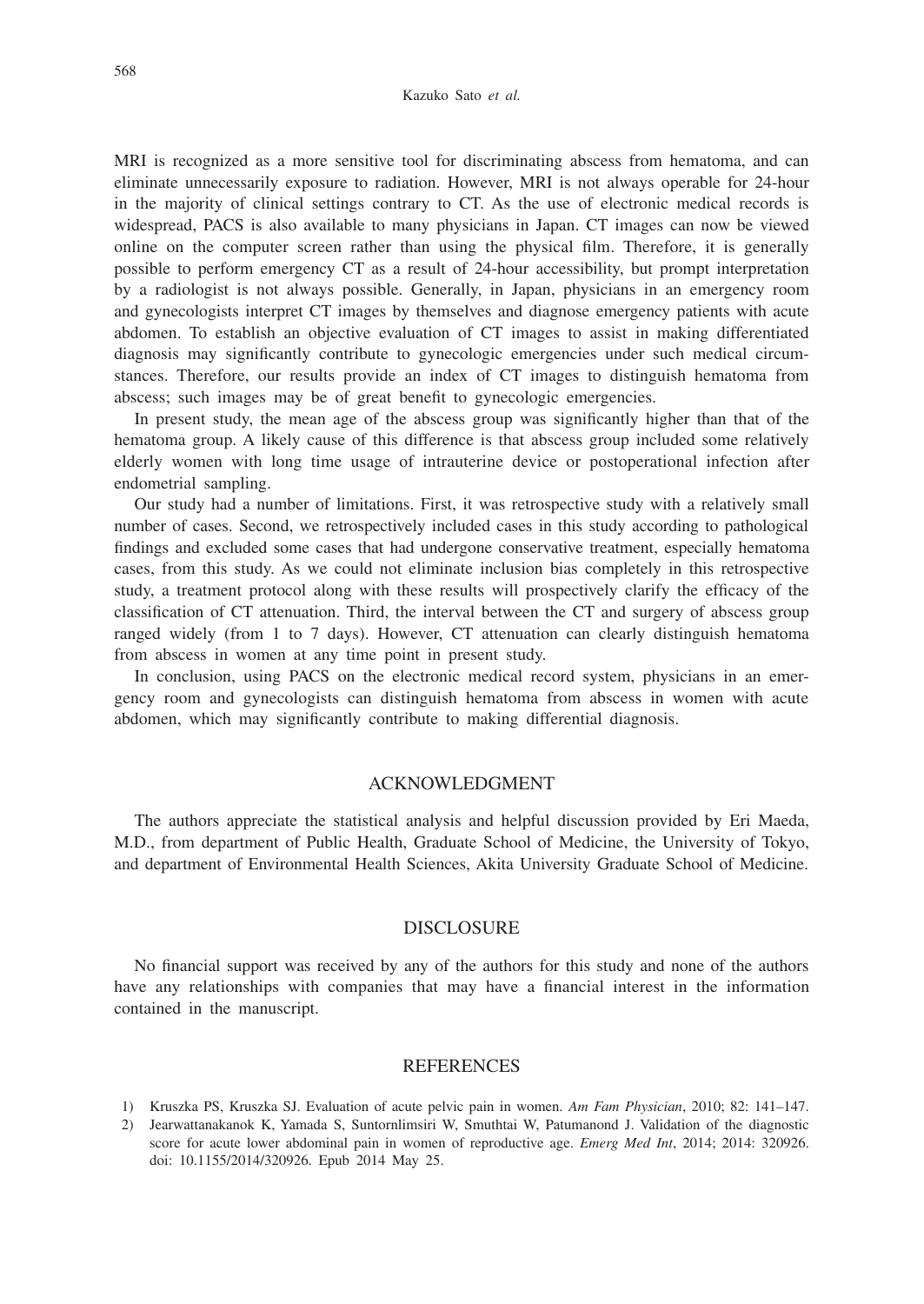MRI is recognized as a more sensitive tool for discriminating abscess from hematoma, and can eliminate unnecessarily exposure to radiation. However, MRI is not always operable for 24-hour in the majority of clinical settings contrary to CT. As the use of electronic medical records is widespread, PACS is also available to many physicians in Japan. CT images can now be viewed online on the computer screen rather than using the physical film. Therefore, it is generally possible to perform emergency CT as a result of 24-hour accessibility, but prompt interpretation by a radiologist is not always possible. Generally, in Japan, physicians in an emergency room and gynecologists interpret CT images by themselves and diagnose emergency patients with acute abdomen. To establish an objective evaluation of CT images to assist in making differentiated diagnosis may significantly contribute to gynecologic emergencies under such medical circumstances. Therefore, our results provide an index of CT images to distinguish hematoma from abscess; such images may be of great benefit to gynecologic emergencies.

In present study, the mean age of the abscess group was significantly higher than that of the hematoma group. A likely cause of this difference is that abscess group included some relatively elderly women with long time usage of intrauterine device or postoperational infection after endometrial sampling.

Our study had a number of limitations. First, it was retrospective study with a relatively small number of cases. Second, we retrospectively included cases in this study according to pathological findings and excluded some cases that had undergone conservative treatment, especially hematoma cases, from this study. As we could not eliminate inclusion bias completely in this retrospective study, a treatment protocol along with these results will prospectively clarify the efficacy of the classification of CT attenuation. Third, the interval between the CT and surgery of abscess group ranged widely (from 1 to 7 days). However, CT attenuation can clearly distinguish hematoma from abscess in women at any time point in present study.

In conclusion, using PACS on the electronic medical record system, physicians in an emergency room and gynecologists can distinguish hematoma from abscess in women with acute abdomen, which may significantly contribute to making differential diagnosis.

## ACKNOWLEDGMENT

The authors appreciate the statistical analysis and helpful discussion provided by Eri Maeda, M.D., from department of Public Health, Graduate School of Medicine, the University of Tokyo, and department of Environmental Health Sciences, Akita University Graduate School of Medicine.

## DISCLOSURE

No financial support was received by any of the authors for this study and none of the authors have any relationships with companies that may have a financial interest in the information contained in the manuscript.

## REFERENCES

1) Kruszka PS, Kruszka SJ. Evaluation of acute pelvic pain in women. *Am Fam Physician*, 2010; 82: 141–147.
2) Jearwattanakanok K, Yamada S, Suntornlimsiri W, Smuthtai W, Patumanond J. Validation of the diagnostic score for acute lower abdominal pain in women of reproductive age. *Emerg Med Int*, 2014; 2014: 320926. doi: 10.1155/2014/320926. Epub 2014 May 25.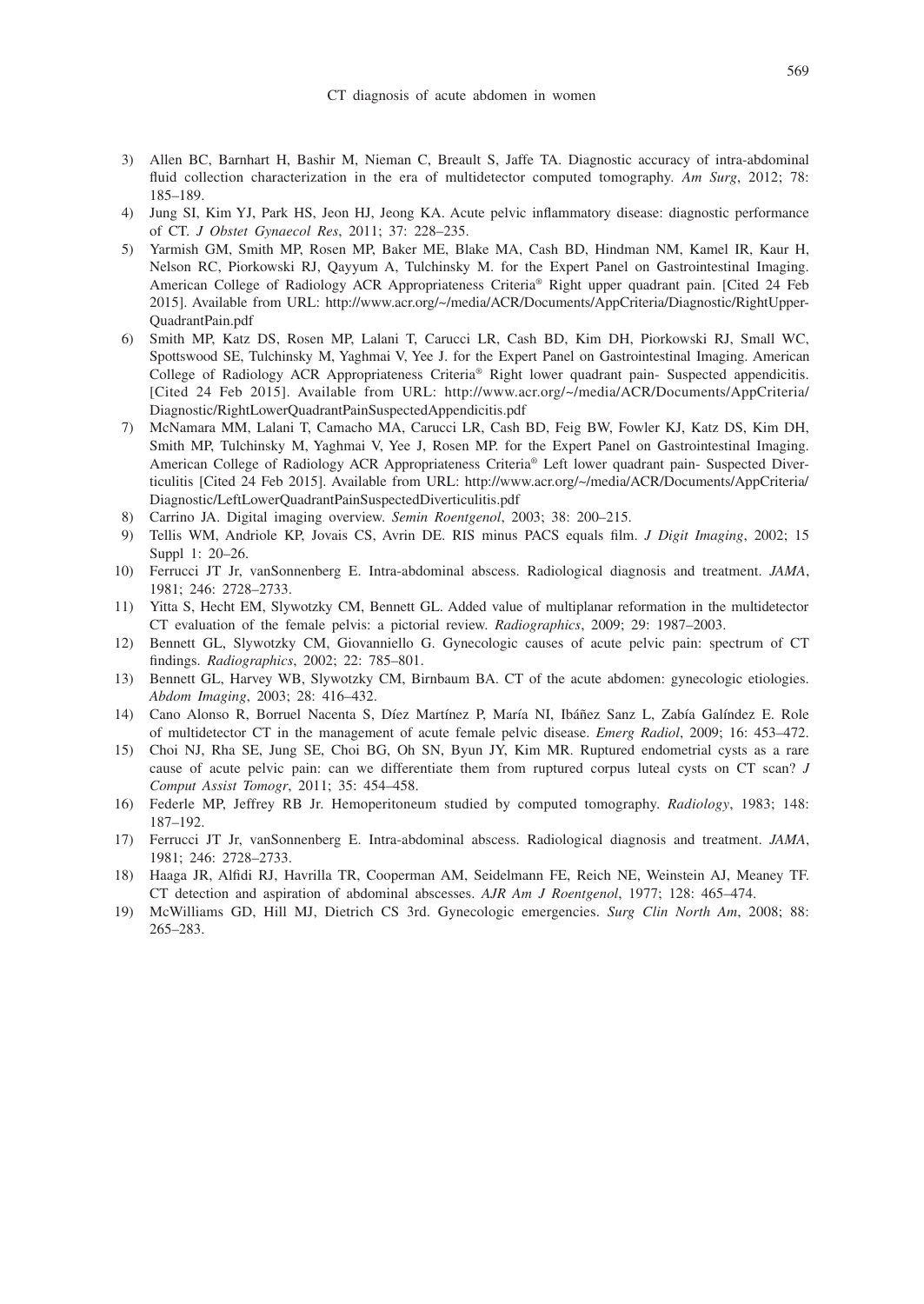3) Allen BC, Barnhart H, Bashir M, Nieman C, Breault S, Jaffe TA. Diagnostic accuracy of intra-abdominal fluid collection characterization in the era of multidetector computed tomography. *Am Surg*, 2012; 78: 185–189.
4) Jung SI, Kim YJ, Park HS, Jeon HJ, Jeong KA. Acute pelvic inflammatory disease: diagnostic performance of CT. *J Obstet Gynaecol Res*, 2011; 37: 228–235.
5) Yarmish GM, Smith MP, Rosen MP, Baker ME, Blake MA, Cash BD, Hindman NM, Kamel IR, Kaur H, Nelson RC, Piorkowski RJ, Qayyum A, Tulchinsky M. for the Expert Panel on Gastrointestinal Imaging. American College of Radiology ACR Appropriateness Criteria® Right upper quadrant pain. [Cited 24 Feb 2015]. Available from URL: http://www.acr.org/~/media/ACR/Documents/AppCriteria/Diagnostic/RightUpperQuadrantPain.pdf
6) Smith MP, Katz DS, Rosen MP, Lalani T, Carucci LR, Cash BD, Kim DH, Piorkowski RJ, Small WC, Spottswood SE, Tulchinsky M, Yaghmai V, Yee J. for the Expert Panel on Gastrointestinal Imaging. American College of Radiology ACR Appropriateness Criteria® Right lower quadrant pain- Suspected appendicitis. [Cited 24 Feb 2015]. Available from URL: http://www.acr.org/~/media/ACR/Documents/AppCriteria/Diagnostic/RightLowerQuadrantPainSuspectedAppendicitis.pdf
7) McNamara MM, Lalani T, Camacho MA, Carucci LR, Cash BD, Feig BW, Fowler KJ, Katz DS, Kim DH, Smith MP, Tulchinsky M, Yaghmai V, Yee J, Rosen MP. for the Expert Panel on Gastrointestinal Imaging. American College of Radiology ACR Appropriateness Criteria® Left lower quadrant pain- Suspected Diverticulitis [Cited 24 Feb 2015]. Available from URL: http://www.acr.org/~/media/ACR/Documents/AppCriteria/Diagnostic/LeftLowerQuadrantPainSuspectedDiverticulitis.pdf
8) Carrino JA. Digital imaging overview. *Semin Roentgenol*, 2003; 38: 200–215.
9) Tellis WM, Andriole KP, Jovais CS, Avrin DE. RIS minus PACS equals film. *J Digit Imaging*, 2002; 15 Suppl 1: 20–26.
10) Ferrucci JT Jr, vanSonnenberg E. Intra-abdominal abscess. Radiological diagnosis and treatment. *JAMA*, 1981; 246: 2728–2733.
11) Yitta S, Hecht EM, Slywotzky CM, Bennett GL. Added value of multiplanar reformation in the multidetector CT evaluation of the female pelvis: a pictorial review. *Radiographics*, 2009; 29: 1987–2003.
12) Bennett GL, Slywotzky CM, Giovanniello G. Gynecologic causes of acute pelvic pain: spectrum of CT findings. *Radiographics*, 2002; 22: 785–801.
13) Bennett GL, Harvey WB, Slywotzky CM, Birnbaum BA. CT of the acute abdomen: gynecologic etiologies. *Abdom Imaging*, 2003; 28: 416–432.
14) Cano Alonso R, Borruel Nacenta S, Díez Martínez P, María NI, Ibáñez Sanz L, Zabía Galíndez E. Role of multidetector CT in the management of acute female pelvic disease. *Emerg Radiol*, 2009; 16: 453–472.
15) Choi NJ, Rha SE, Jung SE, Choi BG, Oh SN, Byun JY, Kim MR. Ruptured endometrial cysts as a rare cause of acute pelvic pain: can we differentiate them from ruptured corpus luteal cysts on CT scan? *J Comput Assist Tomogr*, 2011; 35: 454–458.
16) Federle MP, Jeffrey RB Jr. Hemoperitoneum studied by computed tomography. *Radiology*, 1983; 148: 187–192.
17) Ferrucci JT Jr, vanSonnenberg E. Intra-abdominal abscess. Radiological diagnosis and treatment. *JAMA*, 1981; 246: 2728–2733.
18) Haaga JR, Alfidi RJ, Havrilla TR, Cooperman AM, Seidelmann FE, Reich NE, Weinstein AJ, Meaney TF. CT detection and aspiration of abdominal abscesses. *AJR Am J Roentgenol*, 1977; 128: 465–474.
19) McWilliams GD, Hill MJ, Dietrich CS 3rd. Gynecologic emergencies. *Surg Clin North Am*, 2008; 88: 265–283.